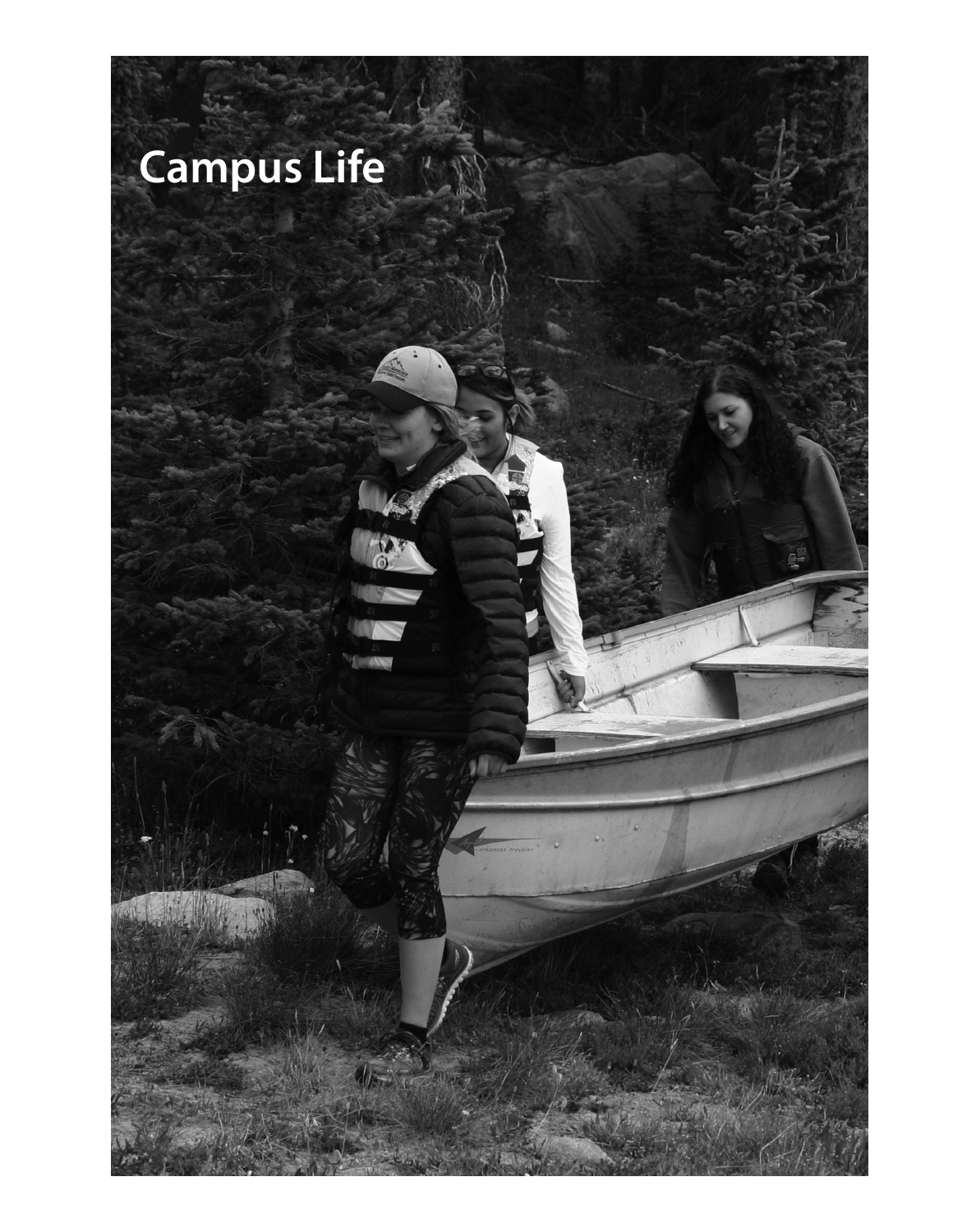# Campus Life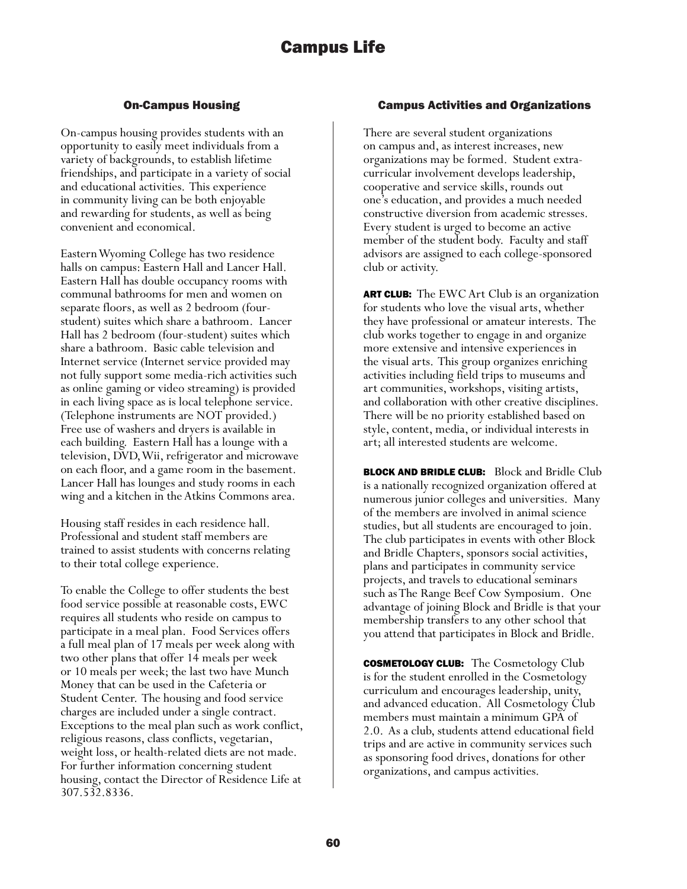# Campus Life

## On-Campus Housing

On-campus housing provides students with an opportunity to easily meet individuals from a variety of backgrounds, to establish lifetime friendships, and participate in a variety of social and educational activities. This experience in community living can be both enjoyable and rewarding for students, as well as being convenient and economical.

Eastern Wyoming College has two residence halls on campus: Eastern Hall and Lancer Hall. Eastern Hall has double occupancy rooms with communal bathrooms for men and women on separate floors, as well as 2 bedroom (four-student) suites which share a bathroom. Lancer Hall has 2 bedroom (four-student) suites which share a bathroom. Basic cable television and Internet service (Internet service provided may not fully support some media-rich activities such as online gaming or video streaming) is provided in each living space as is local telephone service. (Telephone instruments are NOT provided.) Free use of washers and dryers is available in each building. Eastern Hall has a lounge with a television, DVD, Wii, refrigerator and microwave on each floor, and a game room in the basement. Lancer Hall has lounges and study rooms in each wing and a kitchen in the Atkins Commons area.

Housing staff resides in each residence hall. Professional and student staff members are trained to assist students with concerns relating to their total college experience.

To enable the College to offer students the best food service possible at reasonable costs, EWC requires all students who reside on campus to participate in a meal plan. Food Services offers a full meal plan of 17 meals per week along with two other plans that offer 14 meals per week or 10 meals per week; the last two have Munch Money that can be used in the Cafeteria or Student Center. The housing and food service charges are included under a single contract. Exceptions to the meal plan such as work conflict, religious reasons, class conflicts, vegetarian, weight loss, or health-related diets are not made. For further information concerning student housing, contact the Director of Residence Life at 307.532.8336.

## Campus Activities and Organizations

There are several student organizations on campus and, as interest increases, new organizations may be formed. Student extra-curricular involvement develops leadership, cooperative and service skills, rounds out one's education, and provides a much needed constructive diversion from academic stresses. Every student is urged to become an active member of the student body. Faculty and staff advisors are assigned to each college-sponsored club or activity.

**ART CLUB:** The EWC Art Club is an organization for students who love the visual arts, whether they have professional or amateur interests. The club works together to engage in and organize more extensive and intensive experiences in the visual arts. This group organizes enriching activities including field trips to museums and art communities, workshops, visiting artists, and collaboration with other creative disciplines. There will be no priority established based on style, content, media, or individual interests in art; all interested students are welcome.

**BLOCK AND BRIDLE CLUB:** Block and Bridle Club is a nationally recognized organization offered at numerous junior colleges and universities. Many of the members are involved in animal science studies, but all students are encouraged to join. The club participates in events with other Block and Bridle Chapters, sponsors social activities, plans and participates in community service projects, and travels to educational seminars such as The Range Beef Cow Symposium. One advantage of joining Block and Bridle is that your membership transfers to any other school that you attend that participates in Block and Bridle.

**COSMETOLOGY CLUB:** The Cosmetology Club is for the student enrolled in the Cosmetology curriculum and encourages leadership, unity, and advanced education. All Cosmetology Club members must maintain a minimum GPA of 2.0. As a club, students attend educational field trips and are active in community services such as sponsoring food drives, donations for other organizations, and campus activities.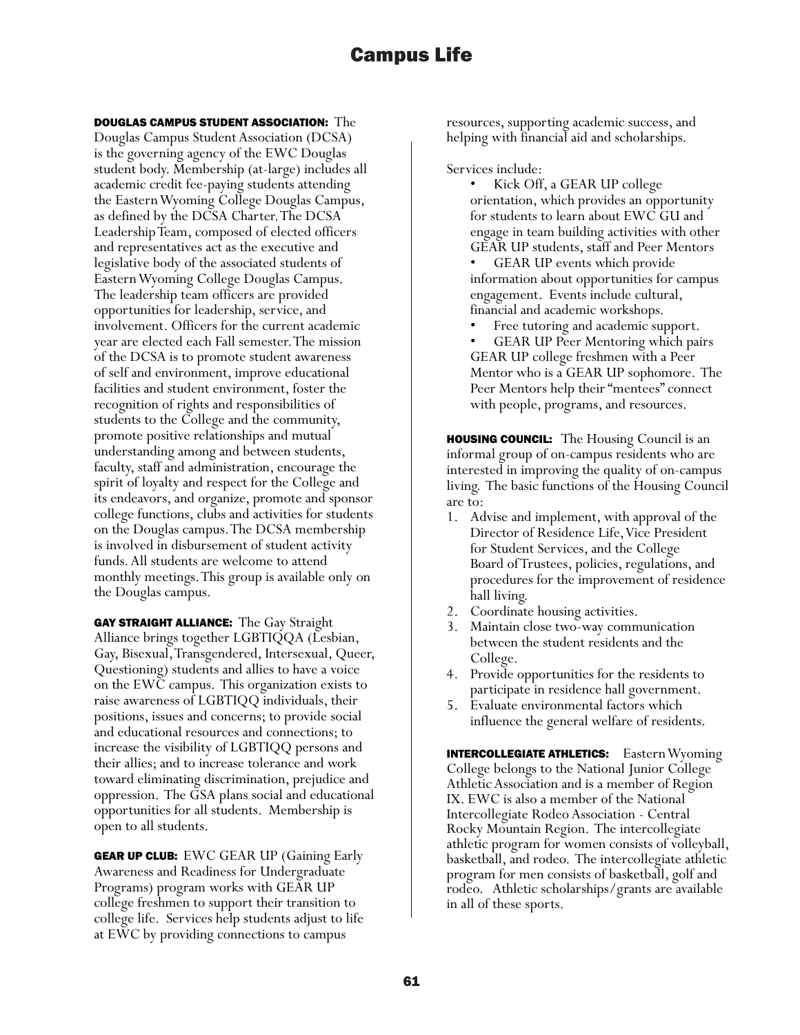# Campus Life

**DOUGLAS CAMPUS STUDENT ASSOCIATION:** The Douglas Campus Student Association (DCSA) is the governing agency of the EWC Douglas student body. Membership (at-large) includes all academic credit fee-paying students attending the Eastern Wyoming College Douglas Campus, as defined by the DCSA Charter. The DCSA Leadership Team, composed of elected officers and representatives act as the executive and legislative body of the associated students of Eastern Wyoming College Douglas Campus. The leadership team officers are provided opportunities for leadership, service, and involvement. Officers for the current academic year are elected each Fall semester. The mission of the DCSA is to promote student awareness of self and environment, improve educational facilities and student environment, foster the recognition of rights and responsibilities of students to the College and the community, promote positive relationships and mutual understanding among and between students, faculty, staff and administration, encourage the spirit of loyalty and respect for the College and its endeavors, and organize, promote and sponsor college functions, clubs and activities for students on the Douglas campus. The DCSA membership is involved in disbursement of student activity funds. All students are welcome to attend monthly meetings. This group is available only on the Douglas campus.

**GAY STRAIGHT ALLIANCE:** The Gay Straight Alliance brings together LGBTIQQA (Lesbian, Gay, Bisexual, Transgendered, Intersexual, Queer, Questioning) students and allies to have a voice on the EWC campus. This organization exists to raise awareness of LGBTIQQ individuals, their positions, issues and concerns; to provide social and educational resources and connections; to increase the visibility of LGBTIQQ persons and their allies; and to increase tolerance and work toward eliminating discrimination, prejudice and oppression. The GSA plans social and educational opportunities for all students. Membership is open to all students.

**GEAR UP CLUB:** EWC GEAR UP (Gaining Early Awareness and Readiness for Undergraduate Programs) program works with GEAR UP college freshmen to support their transition to college life. Services help students adjust to life at EWC by providing connections to campus resources, supporting academic success, and helping with financial aid and scholarships.

Services include:

- Kick Off, a GEAR UP college orientation, which provides an opportunity for students to learn about EWC GU and engage in team building activities with other GEAR UP students, staff and Peer Mentors
- GEAR UP events which provide information about opportunities for campus engagement. Events include cultural, financial and academic workshops.
- Free tutoring and academic support.
- GEAR UP Peer Mentoring which pairs GEAR UP college freshmen with a Peer Mentor who is a GEAR UP sophomore. The Peer Mentors help their "mentees" connect with people, programs, and resources.

**HOUSING COUNCIL:** The Housing Council is an informal group of on-campus residents who are interested in improving the quality of on-campus living. The basic functions of the Housing Council are to:

1. Advise and implement, with approval of the Director of Residence Life, Vice President for Student Services, and the College Board of Trustees, policies, regulations, and procedures for the improvement of residence hall living.
2. Coordinate housing activities.
3. Maintain close two-way communication between the student residents and the College.
4. Provide opportunities for the residents to participate in residence hall government.
5. Evaluate environmental factors which influence the general welfare of residents.

**INTERCOLLEGIATE ATHLETICS:** Eastern Wyoming College belongs to the National Junior College Athletic Association and is a member of Region IX. EWC is also a member of the National Intercollegiate Rodeo Association - Central Rocky Mountain Region. The intercollegiate athletic program for women consists of volleyball, basketball, and rodeo. The intercollegiate athletic program for men consists of basketball, golf and rodeo. Athletic scholarships/grants are available in all of these sports.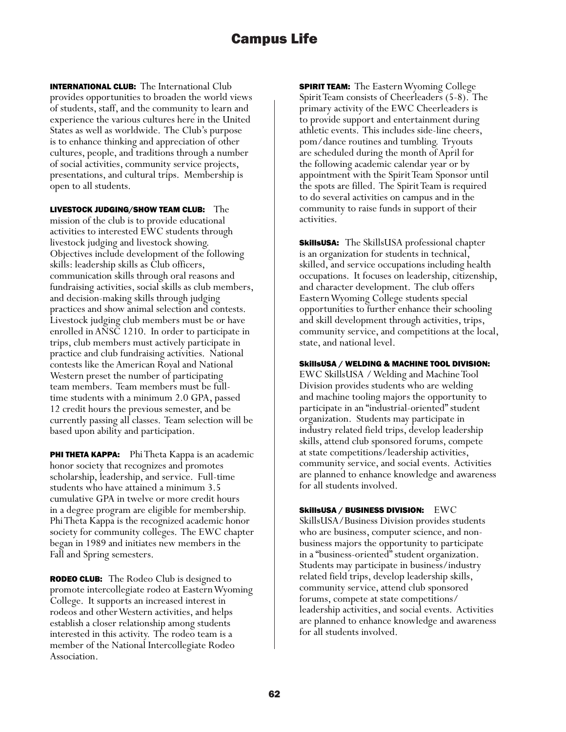## Campus Life

**INTERNATIONAL CLUB:** The International Club provides opportunities to broaden the world views of students, staff, and the community to learn and experience the various cultures here in the United States as well as worldwide. The Club's purpose is to enhance thinking and appreciation of other cultures, people, and traditions through a number of social activities, community service projects, presentations, and cultural trips. Membership is open to all students.

**LIVESTOCK JUDGING/SHOW TEAM CLUB:** The mission of the club is to provide educational activities to interested EWC students through livestock judging and livestock showing. Objectives include development of the following skills: leadership skills as Club officers, communication skills through oral reasons and fundraising activities, social skills as club members, and decision-making skills through judging practices and show animal selection and contests. Livestock judging club members must be or have enrolled in ANSC 1210. In order to participate in trips, club members must actively participate in practice and club fundraising activities. National contests like the American Royal and National Western preset the number of participating team members. Team members must be full-time students with a minimum 2.0 GPA, passed 12 credit hours the previous semester, and be currently passing all classes. Team selection will be based upon ability and participation.

**PHI THETA KAPPA:** Phi Theta Kappa is an academic honor society that recognizes and promotes scholarship, leadership, and service. Full-time students who have attained a minimum 3.5 cumulative GPA in twelve or more credit hours in a degree program are eligible for membership. Phi Theta Kappa is the recognized academic honor society for community colleges. The EWC chapter began in 1989 and initiates new members in the Fall and Spring semesters.

**RODEO CLUB:** The Rodeo Club is designed to promote intercollegiate rodeo at Eastern Wyoming College. It supports an increased interest in rodeos and other Western activities, and helps establish a closer relationship among students interested in this activity. The rodeo team is a member of the National Intercollegiate Rodeo Association.

**SPIRIT TEAM:** The Eastern Wyoming College Spirit Team consists of Cheerleaders (5-8). The primary activity of the EWC Cheerleaders is to provide support and entertainment during athletic events. This includes side-line cheers, pom/dance routines and tumbling. Tryouts are scheduled during the month of April for the following academic calendar year or by appointment with the Spirit Team Sponsor until the spots are filled. The Spirit Team is required to do several activities on campus and in the community to raise funds in support of their activities.

**SkillsUSA:** The SkillsUSA professional chapter is an organization for students in technical, skilled, and service occupations including health occupations. It focuses on leadership, citizenship, and character development. The club offers Eastern Wyoming College students special opportunities to further enhance their schooling and skill development through activities, trips, community service, and competitions at the local, state, and national level.

**SkillsUSA / WELDING & MACHINE TOOL DIVISION:** EWC SkillsUSA / Welding and Machine Tool Division provides students who are welding and machine tooling majors the opportunity to participate in an "industrial-oriented" student organization. Students may participate in industry related field trips, develop leadership skills, attend club sponsored forums, compete at state competitions/leadership activities, community service, and social events. Activities are planned to enhance knowledge and awareness for all students involved.

**SkillsUSA / BUSINESS DIVISION:** EWC SkillsUSA/Business Division provides students who are business, computer science, and non-business majors the opportunity to participate in a "business-oriented" student organization. Students may participate in business/industry related field trips, develop leadership skills, community service, attend club sponsored forums, compete at state competitions/ leadership activities, and social events. Activities are planned to enhance knowledge and awareness for all students involved.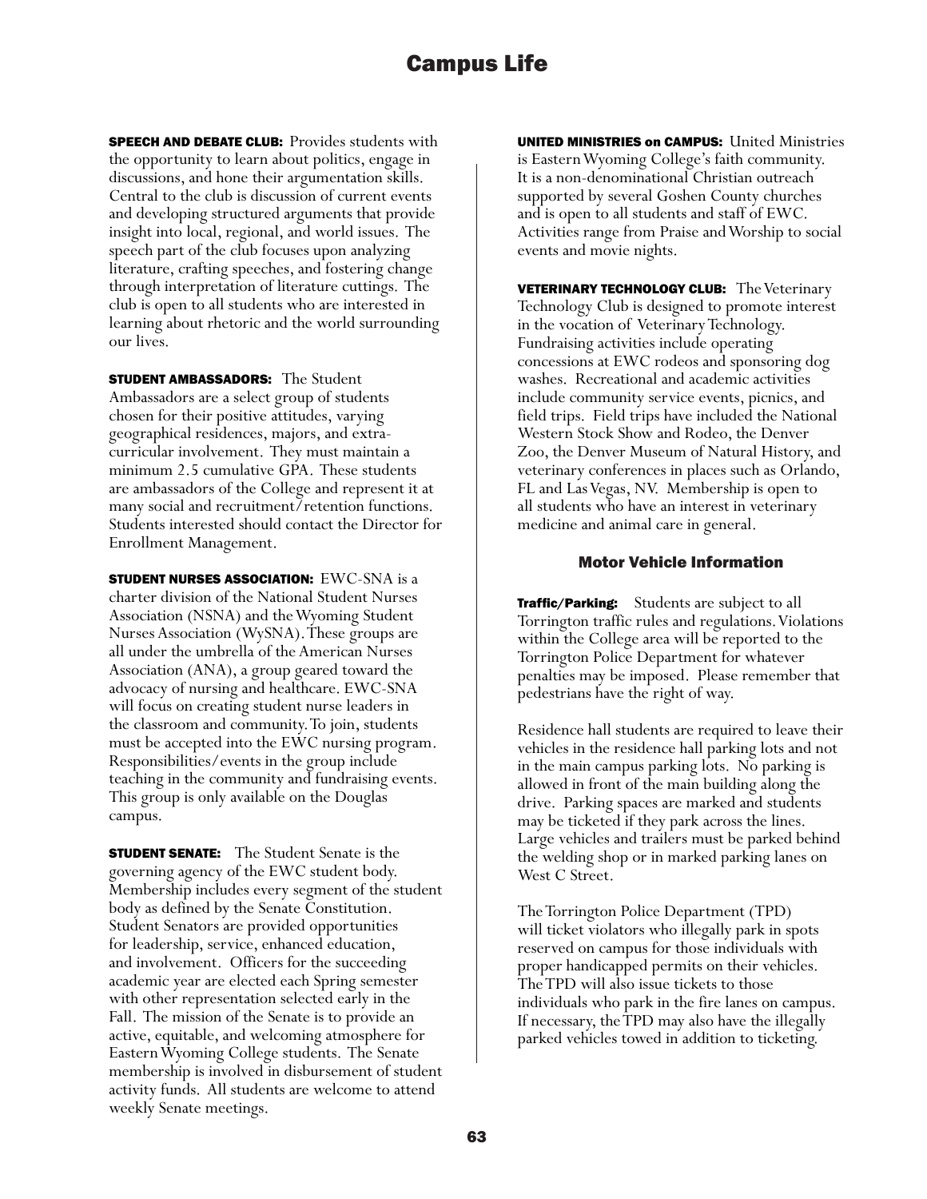**SPEECH AND DEBATE CLUB:** Provides students with the opportunity to learn about politics, engage in discussions, and hone their argumentation skills. Central to the club is discussion of current events and developing structured arguments that provide insight into local, regional, and world issues. The speech part of the club focuses upon analyzing literature, crafting speeches, and fostering change through interpretation of literature cuttings. The club is open to all students who are interested in learning about rhetoric and the world surrounding our lives.

**STUDENT AMBASSADORS:** The Student Ambassadors are a select group of students chosen for their positive attitudes, varying geographical residences, majors, and extra-curricular involvement. They must maintain a minimum 2.5 cumulative GPA. These students are ambassadors of the College and represent it at many social and recruitment/retention functions. Students interested should contact the Director for Enrollment Management.

**STUDENT NURSES ASSOCIATION:** EWC-SNA is a charter division of the National Student Nurses Association (NSNA) and the Wyoming Student Nurses Association (WySNA). These groups are all under the umbrella of the American Nurses Association (ANA), a group geared toward the advocacy of nursing and healthcare. EWC-SNA will focus on creating student nurse leaders in the classroom and community. To join, students must be accepted into the EWC nursing program. Responsibilities/events in the group include teaching in the community and fundraising events. This group is only available on the Douglas campus.

**STUDENT SENATE:** The Student Senate is the governing agency of the EWC student body. Membership includes every segment of the student body as defined by the Senate Constitution. Student Senators are provided opportunities for leadership, service, enhanced education, and involvement. Officers for the succeeding academic year are elected each Spring semester with other representation selected early in the Fall. The mission of the Senate is to provide an active, equitable, and welcoming atmosphere for Eastern Wyoming College students. The Senate membership is involved in disbursement of student activity funds. All students are welcome to attend weekly Senate meetings.

**UNITED MINISTRIES on CAMPUS:** United Ministries is Eastern Wyoming College's faith community. It is a non-denominational Christian outreach supported by several Goshen County churches and is open to all students and staff of EWC. Activities range from Praise and Worship to social events and movie nights.

**VETERINARY TECHNOLOGY CLUB:** The Veterinary Technology Club is designed to promote interest in the vocation of Veterinary Technology. Fundraising activities include operating concessions at EWC rodeos and sponsoring dog washes. Recreational and academic activities include community service events, picnics, and field trips. Field trips have included the National Western Stock Show and Rodeo, the Denver Zoo, the Denver Museum of Natural History, and veterinary conferences in places such as Orlando, FL and Las Vegas, NV. Membership is open to all students who have an interest in veterinary medicine and animal care in general.

### Motor Vehicle Information

**Traffic/Parking:** Students are subject to all Torrington traffic rules and regulations. Violations within the College area will be reported to the Torrington Police Department for whatever penalties may be imposed. Please remember that pedestrians have the right of way.

Residence hall students are required to leave their vehicles in the residence hall parking lots and not in the main campus parking lots. No parking is allowed in front of the main building along the drive. Parking spaces are marked and students may be ticketed if they park across the lines. Large vehicles and trailers must be parked behind the welding shop or in marked parking lanes on West C Street.

The Torrington Police Department (TPD) will ticket violators who illegally park in spots reserved on campus for those individuals with proper handicapped permits on their vehicles. The TPD will also issue tickets to those individuals who park in the fire lanes on campus. If necessary, the TPD may also have the illegally parked vehicles towed in addition to ticketing.